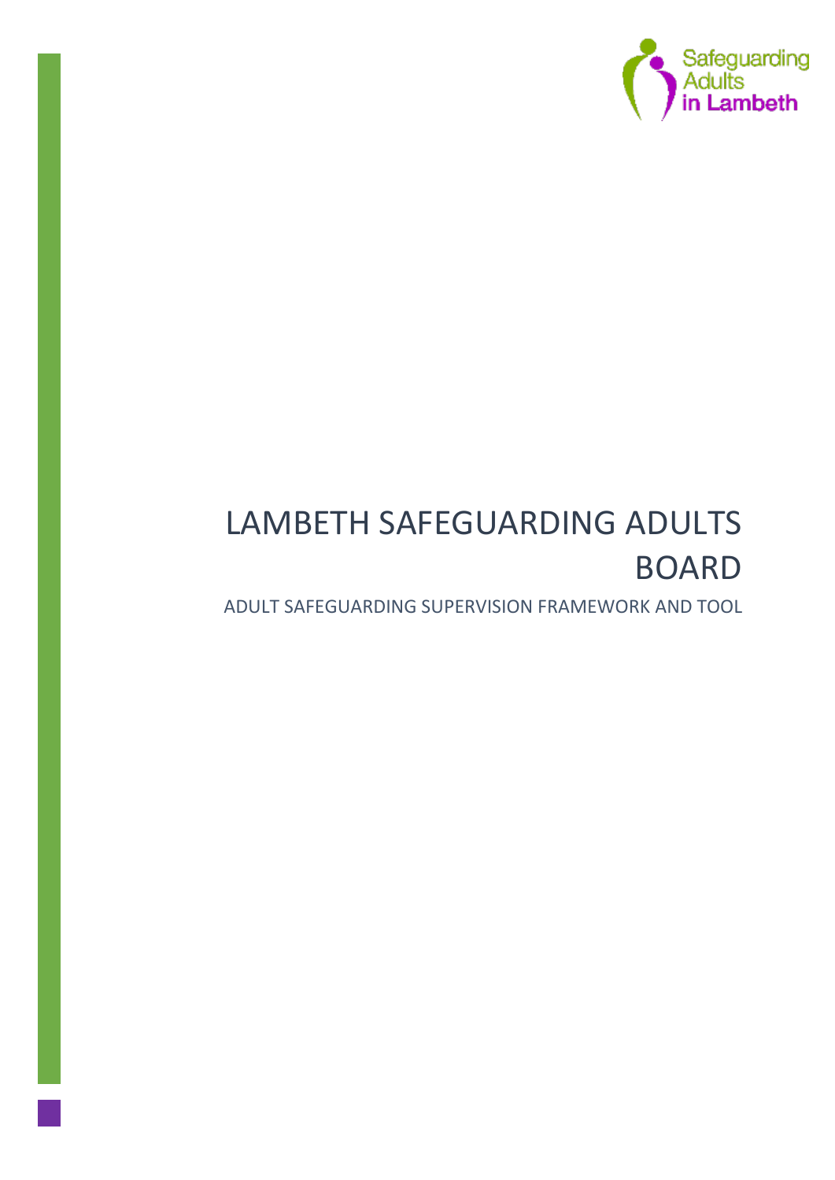# LAMBETH SAFEGUARDING ADULTS BOARD

## ADULT SAFEGUARDING SUPERVISION FRAMEWORK AND TOOL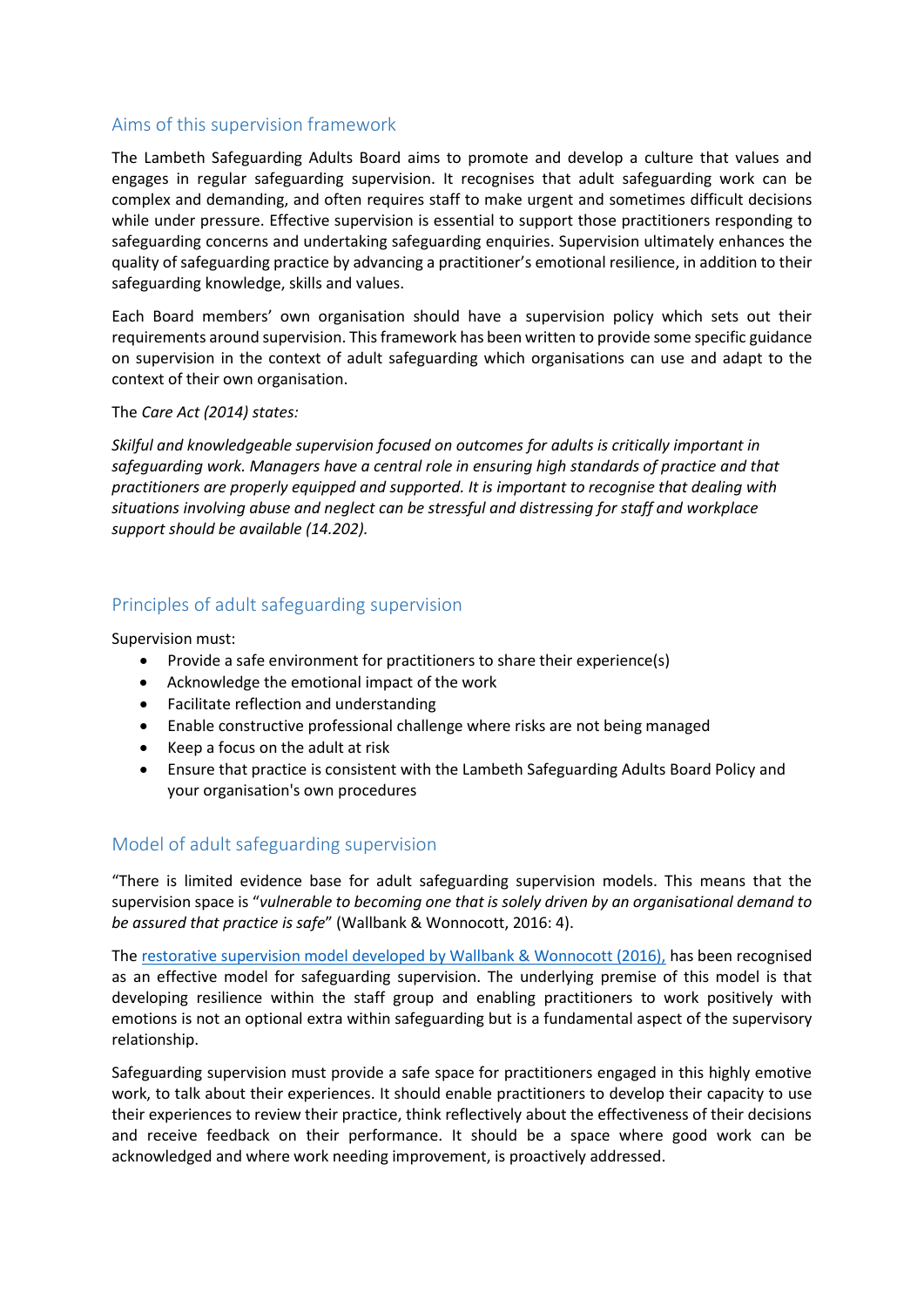## Aims of this supervision framework

The Lambeth Safeguarding Adults Board aims to promote and develop a culture that values and engages in regular safeguarding supervision. It recognises that adult safeguarding work can be complex and demanding, and often requires staff to make urgent and sometimes difficult decisions while under pressure. Effective supervision is essential to support those practitioners responding to safeguarding concerns and undertaking safeguarding enquiries. Supervision ultimately enhances the quality of safeguarding practice by advancing a practitioner's emotional resilience, in addition to their safeguarding knowledge, skills and values.

Each Board members' own organisation should have a supervision policy which sets out their requirements around supervision. This framework has been written to provide some specific guidance on supervision in the context of adult safeguarding which organisations can use and adapt to the context of their own organisation.

The *Care Act (2014) states:*

*Skilful and knowledgeable supervision focused on outcomes for adults is critically important in safeguarding work. Managers have a central role in ensuring high standards of practice and that practitioners are properly equipped and supported. It is important to recognise that dealing with situations involving abuse and neglect can be stressful and distressing for staff and workplace support should be available (14.202).*

## Principles of adult safeguarding supervision

Supervision must:

- Provide a safe environment for practitioners to share their experience(s)
- Acknowledge the emotional impact of the work
- Facilitate reflection and understanding
- Enable constructive professional challenge where risks are not being managed
- Keep a focus on the adult at risk
- Ensure that practice is consistent with the Lambeth Safeguarding Adults Board Policy and your organisation's own procedures

## Model of adult safeguarding supervision

"There is limited evidence base for adult safeguarding supervision models. This means that the supervision space is "*vulnerable to becoming one that is solely driven by an organisational demand to be assured that practice is safe*" (Wallbank & Wonnocott, 2016: 4).

The restorative supervision model developed by Wallbank & Wonnocott (2016), has been recognised as an effective model for safeguarding supervision. The underlying premise of this model is that developing resilience within the staff group and enabling practitioners to work positively with emotions is not an optional extra within safeguarding but is a fundamental aspect of the supervisory relationship.

Safeguarding supervision must provide a safe space for practitioners engaged in this highly emotive work, to talk about their experiences. It should enable practitioners to develop their capacity to use their experiences to review their practice, think reflectively about the effectiveness of their decisions and receive feedback on their performance. It should be a space where good work can be acknowledged and where work needing improvement, is proactively addressed.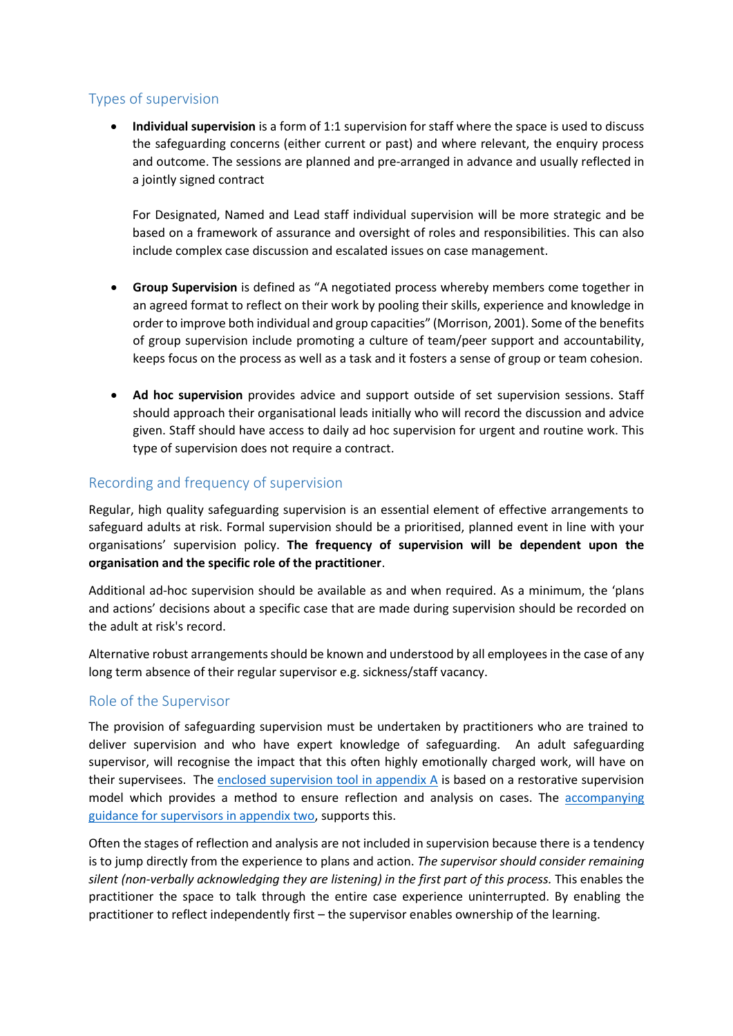## Types of supervision

- **Individual supervision** is a form of 1:1 supervision for staff where the space is used to discuss the safeguarding concerns (either current or past) and where relevant, the enquiry process and outcome. The sessions are planned and pre-arranged in advance and usually reflected in a jointly signed contract

  For Designated, Named and Lead staff individual supervision will be more strategic and be based on a framework of assurance and oversight of roles and responsibilities. This can also include complex case discussion and escalated issues on case management.

- **Group Supervision** is defined as "A negotiated process whereby members come together in an agreed format to reflect on their work by pooling their skills, experience and knowledge in order to improve both individual and group capacities" (Morrison, 2001). Some of the benefits of group supervision include promoting a culture of team/peer support and accountability, keeps focus on the process as well as a task and it fosters a sense of group or team cohesion.

- **Ad hoc supervision** provides advice and support outside of set supervision sessions. Staff should approach their organisational leads initially who will record the discussion and advice given. Staff should have access to daily ad hoc supervision for urgent and routine work. This type of supervision does not require a contract.

## Recording and frequency of supervision

Regular, high quality safeguarding supervision is an essential element of effective arrangements to safeguard adults at risk. Formal supervision should be a prioritised, planned event in line with your organisations' supervision policy. **The frequency of supervision will be dependent upon the organisation and the specific role of the practitioner**.

Additional ad-hoc supervision should be available as and when required. As a minimum, the 'plans and actions' decisions about a specific case that are made during supervision should be recorded on the adult at risk's record.

Alternative robust arrangements should be known and understood by all employees in the case of any long term absence of their regular supervisor e.g. sickness/staff vacancy.

## Role of the Supervisor

The provision of safeguarding supervision must be undertaken by practitioners who are trained to deliver supervision and who have expert knowledge of safeguarding. An adult safeguarding supervisor, will recognise the impact that this often highly emotionally charged work, will have on their supervisees. The enclosed supervision tool in appendix A is based on a restorative supervision model which provides a method to ensure reflection and analysis on cases. The accompanying guidance for supervisors in appendix two, supports this.

Often the stages of reflection and analysis are not included in supervision because there is a tendency is to jump directly from the experience to plans and action. *The supervisor should consider remaining silent (non-verbally acknowledging they are listening) in the first part of this process.* This enables the practitioner the space to talk through the entire case experience uninterrupted. By enabling the practitioner to reflect independently first – the supervisor enables ownership of the learning.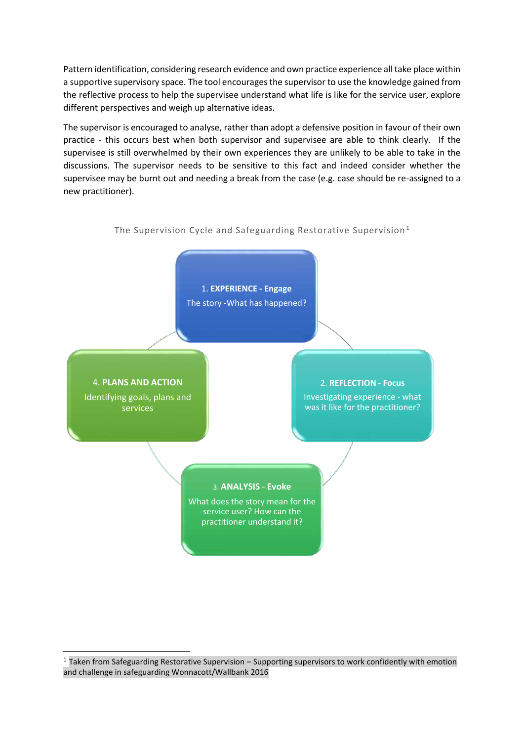Pattern identification, considering research evidence and own practice experience all take place within a supportive supervisory space. The tool encourages the supervisor to use the knowledge gained from the reflective process to help the supervisee understand what life is like for the service user, explore different perspectives and weigh up alternative ideas.

The supervisor is encouraged to analyse, rather than adopt a defensive position in favour of their own practice - this occurs best when both supervisor and supervisee are able to think clearly. If the supervisee is still overwhelmed by their own experiences they are unlikely to be able to take in the discussions. The supervisor needs to be sensitive to this fact and indeed consider whether the supervisee may be burnt out and needing a break from the case (e.g. case should be re-assigned to a new practitioner).

The Supervision Cycle and Safeguarding Restorative Supervision[1]

1. **EXPERIENCE - Engage**
   The story -What has happened?

2. **REFLECTION - Focus**
   Investigating experience - what was it like for the practitioner?

3. **ANALYSIS - Evoke**
   What does the story mean for the service user? How can the practitioner understand it?

4. **PLANS AND ACTION**
   Identifying goals, plans and services

[1] Taken from Safeguarding Restorative Supervision – Supporting supervisors to work confidently with emotion and challenge in safeguarding Wonnacott/Wallbank 2016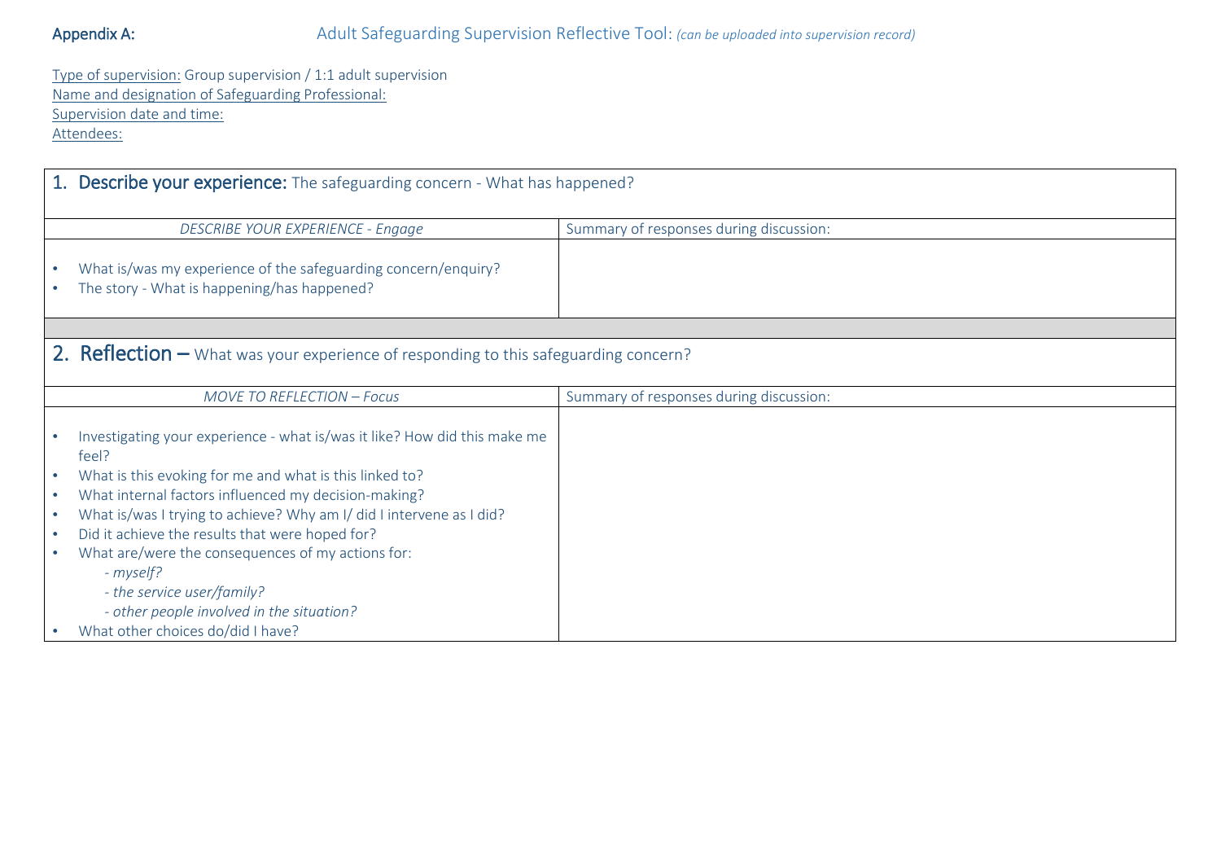**Appendix A:** Adult Safeguarding Supervision Reflective Tool: *(can be uploaded into supervision record)*

Type of supervision: Group supervision / 1:1 adult supervision
Name and designation of Safeguarding Professional:
Supervision date and time:
Attendees:

| **1. Describe your experience:** The safeguarding concern - What has happened? | |
|---|---|
| *DESCRIBE YOUR EXPERIENCE - Engage* | Summary of responses during discussion: |
| • What is/was my experience of the safeguarding concern/enquiry?<br>• The story - What is happening/has happened? | |

| **2. Reflection –** What was your experience of responding to this safeguarding concern? | |
|---|---|
| *MOVE TO REFLECTION – Focus* | Summary of responses during discussion: |
| • Investigating your experience - what is/was it like? How did this make me feel?<br>• What is this evoking for me and what is this linked to?<br>• What internal factors influenced my decision-making?<br>• What is/was I trying to achieve? Why am I/ did I intervene as I did?<br>• Did it achieve the results that were hoped for?<br>• What are/were the consequences of my actions for:<br>*- myself?*<br>*- the service user/family?*<br>*- other people involved in the situation?*<br>• What other choices do/did I have? | |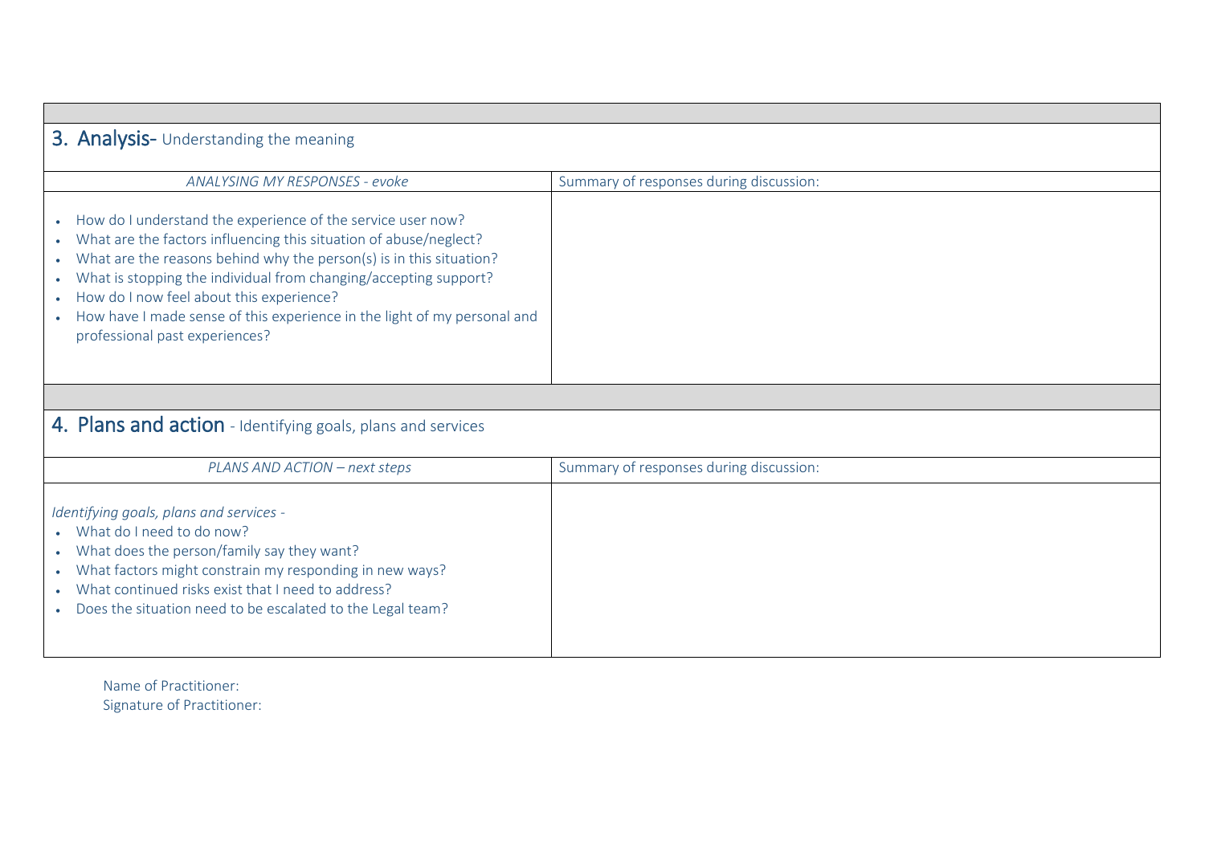## 3. Analysis- Understanding the meaning

| *ANALYSING MY RESPONSES - evoke* | Summary of responses during discussion: |
|---|---|
| • How do I understand the experience of the service user now?<br>• What are the factors influencing this situation of abuse/neglect?<br>• What are the reasons behind why the person(s) is in this situation?<br>• What is stopping the individual from changing/accepting support?<br>• How do I now feel about this experience?<br>• How have I made sense of this experience in the light of my personal and professional past experiences? | |

## 4. Plans and action - Identifying goals, plans and services

| *PLANS AND ACTION – next steps* | Summary of responses during discussion: |
|---|---|
| *Identifying goals, plans and services -*<br>• What do I need to do now?<br>• What does the person/family say they want?<br>• What factors might constrain my responding in new ways?<br>• What continued risks exist that I need to address?<br>• Does the situation need to be escalated to the Legal team? | |

Name of Practitioner:
Signature of Practitioner: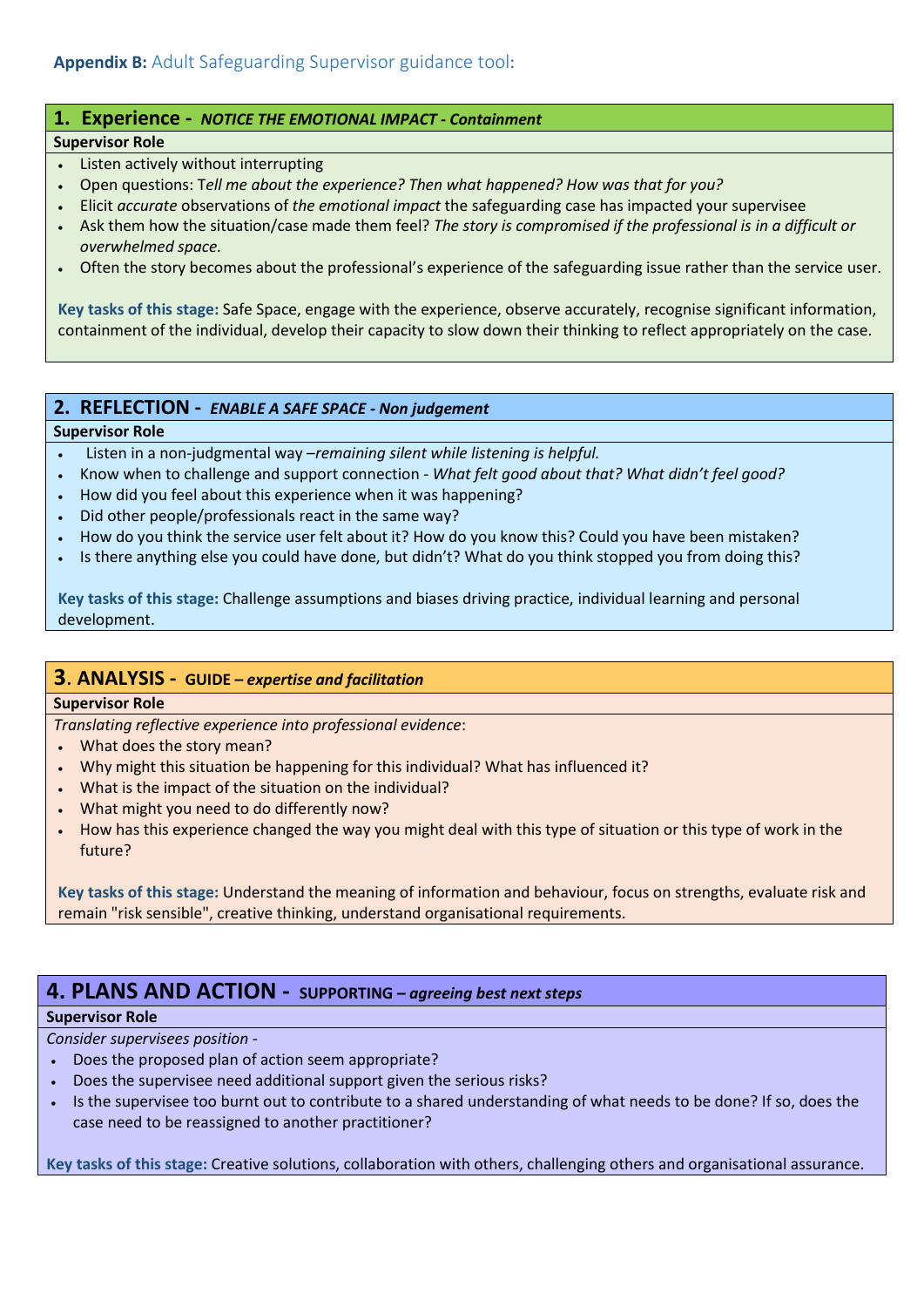**Appendix B:** Adult Safeguarding Supervisor guidance tool:

## 1. Experience - *NOTICE THE EMOTIONAL IMPACT - Containment*

**Supervisor Role**

- Listen actively without interrupting
- Open questions: T*ell me about the experience? Then what happened? How was that for you?*
- Elicit *accurate* observations of *the emotional impact* the safeguarding case has impacted your supervisee
- Ask them how the situation/case made them feel? *The story is compromised if the professional is in a difficult or overwhelmed space.*
- Often the story becomes about the professional's experience of the safeguarding issue rather than the service user.

**Key tasks of this stage:** Safe Space, engage with the experience, observe accurately, recognise significant information, containment of the individual, develop their capacity to slow down their thinking to reflect appropriately on the case.

## 2. REFLECTION - *ENABLE A SAFE SPACE - Non judgement*

**Supervisor Role**

- Listen in a non-judgmental way –*remaining silent while listening is helpful.*
- Know when to challenge and support connection - *What felt good about that? What didn't feel good?*
- How did you feel about this experience when it was happening?
- Did other people/professionals react in the same way?
- How do you think the service user felt about it? How do you know this? Could you have been mistaken?
- Is there anything else you could have done, but didn't? What do you think stopped you from doing this?

**Key tasks of this stage:** Challenge assumptions and biases driving practice, individual learning and personal development.

## 3. ANALYSIS - GUIDE – *expertise and facilitation*

**Supervisor Role**

*Translating reflective experience into professional evidence*:

- What does the story mean?
- Why might this situation be happening for this individual? What has influenced it?
- What is the impact of the situation on the individual?
- What might you need to do differently now?
- How has this experience changed the way you might deal with this type of situation or this type of work in the future?

**Key tasks of this stage:** Understand the meaning of information and behaviour, focus on strengths, evaluate risk and remain "risk sensible", creative thinking, understand organisational requirements.

## 4. PLANS AND ACTION - SUPPORTING – *agreeing best next steps*

**Supervisor Role**

*Consider supervisees position -*

- Does the proposed plan of action seem appropriate?
- Does the supervisee need additional support given the serious risks?
- Is the supervisee too burnt out to contribute to a shared understanding of what needs to be done? If so, does the case need to be reassigned to another practitioner?

**Key tasks of this stage:** Creative solutions, collaboration with others, challenging others and organisational assurance.